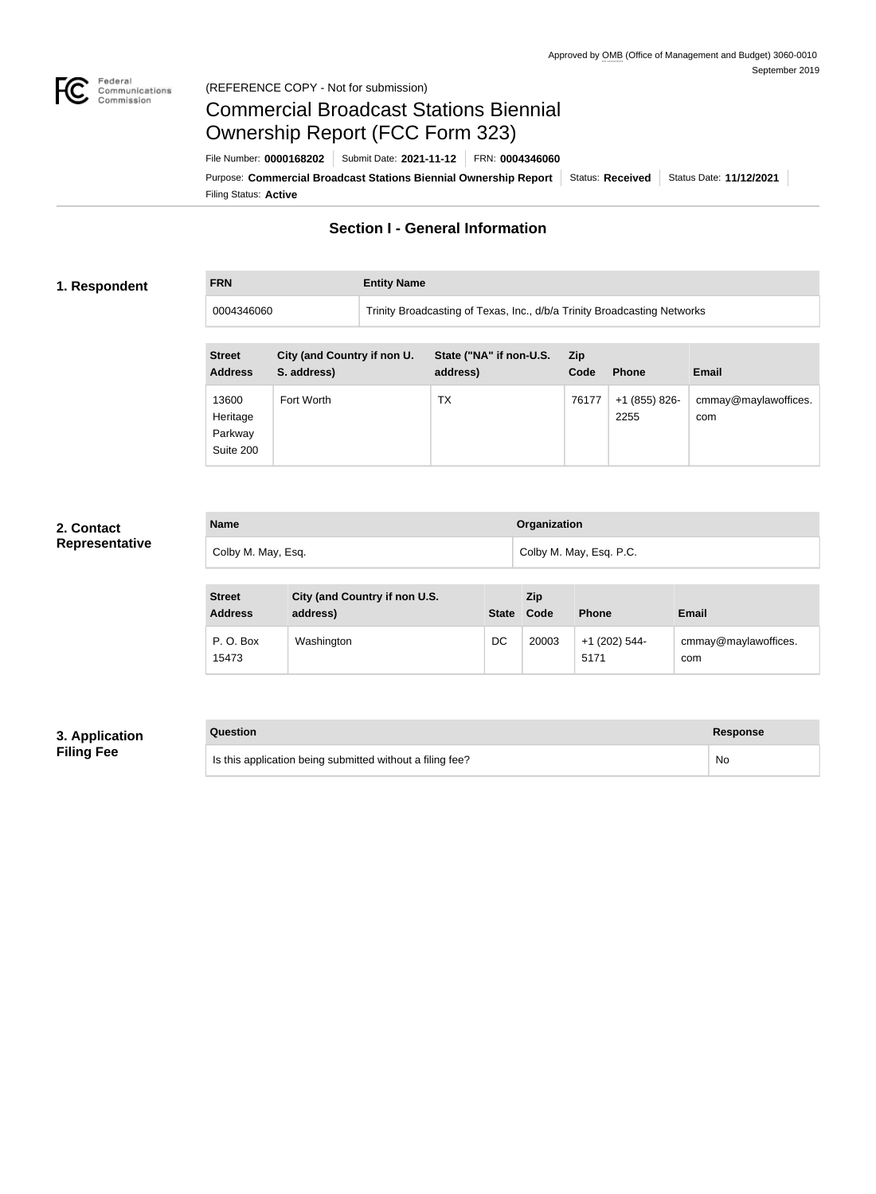Approved by OMB (Office of Management and Budget) 3060-0010
September 2019

(REFERENCE COPY - Not for submission)

# Commercial Broadcast Stations Biennial Ownership Report (FCC Form 323)

File Number: **0000168202** | Submit Date: **2021-11-12** | FRN: **0004346060**

Purpose: **Commercial Broadcast Stations Biennial Ownership Report** | Status: **Received** | Status Date: **11/12/2021**

Filing Status: **Active**

## Section I - General Information

### 1. Respondent

| FRN | Entity Name |
| --- | --- |
| 0004346060 | Trinity Broadcasting of Texas, Inc., d/b/a Trinity Broadcasting Networks |

| Street Address | City (and Country if non U. S. address) | State ("NA" if non-U.S. address) | Zip Code | Phone | Email |
| --- | --- | --- | --- | --- | --- |
| 13600 Heritage Parkway Suite 200 | Fort Worth | TX | 76177 | +1 (855) 826-2255 | cmmay@maylawoffices.com |

### 2. Contact Representative

| Name | Organization |
| --- | --- |
| Colby M. May, Esq. | Colby M. May, Esq. P.C. |

| Street Address | City (and Country if non U.S. address) | State | Zip Code | Phone | Email |
| --- | --- | --- | --- | --- | --- |
| P. O. Box 15473 | Washington | DC | 20003 | +1 (202) 544-5171 | cmmay@maylawoffices.com |

### 3. Application Filing Fee

| Question | Response |
| --- | --- |
| Is this application being submitted without a filing fee? | No |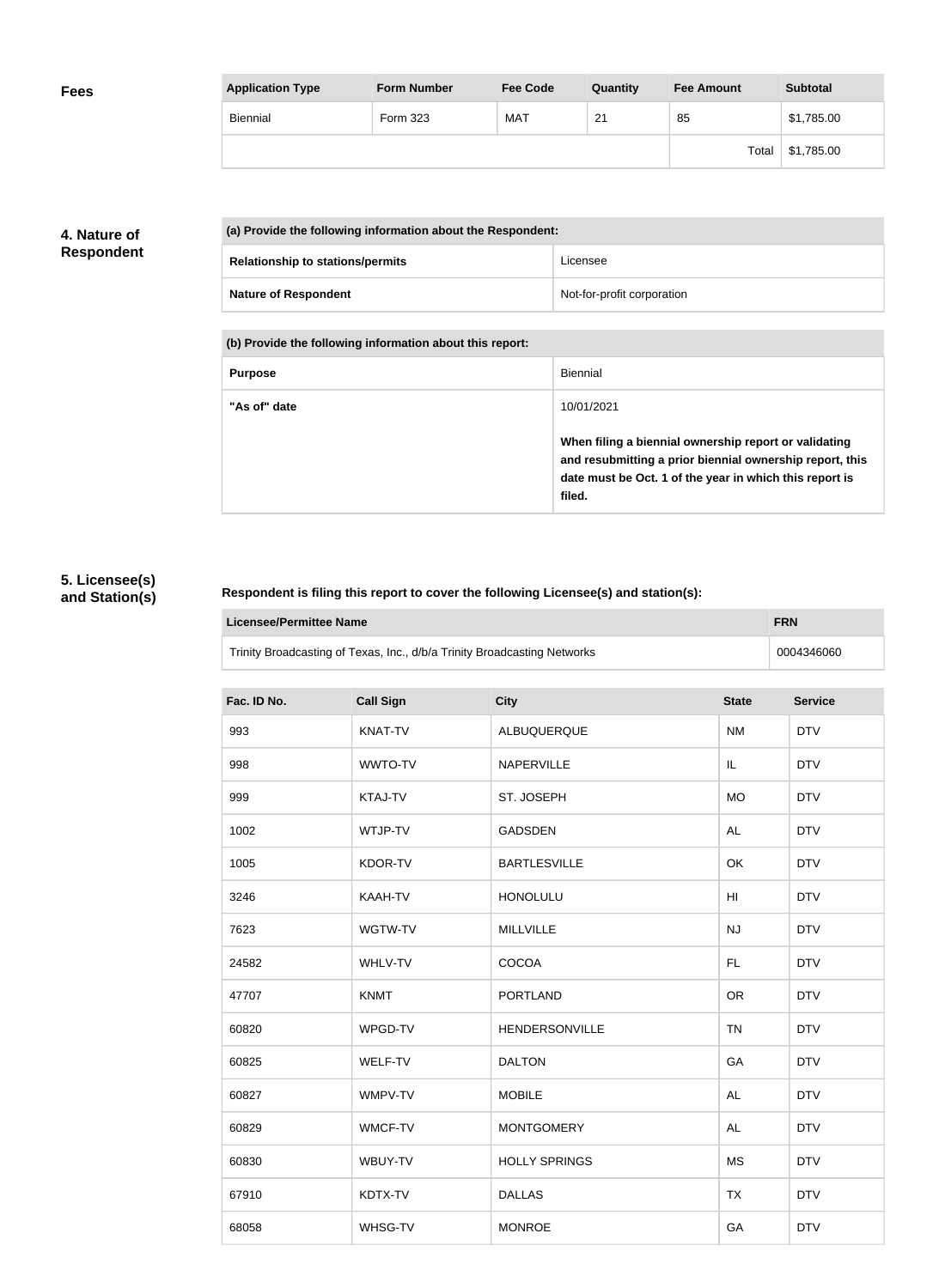## Fees

| Application Type | Form Number | Fee Code | Quantity | Fee Amount | Subtotal |
|---|---|---|---|---|---|
| Biennial | Form 323 | MAT | 21 | 85 | $1,785.00 |
| | | | | Total | $1,785.00 |

## 4. Nature of Respondent

| (a) Provide the following information about the Respondent: | |
|---|---|
| **Relationship to stations/permits** | Licensee |
| **Nature of Respondent** | Not-for-profit corporation |

| (b) Provide the following information about this report: | |
|---|---|
| **Purpose** | Biennial |
| **"As of" date** | 10/01/2021<br><br>**When filing a biennial ownership report or validating and resubmitting a prior biennial ownership report, this date must be Oct. 1 of the year in which this report is filed.** |

## 5. Licensee(s) and Station(s)

**Respondent is filing this report to cover the following Licensee(s) and station(s):**

| Licensee/Permittee Name | FRN |
|---|---|
| Trinity Broadcasting of Texas, Inc., d/b/a Trinity Broadcasting Networks | 0004346060 |

| Fac. ID No. | Call Sign | City | State | Service |
|---|---|---|---|---|
| 993 | KNAT-TV | ALBUQUERQUE | NM | DTV |
| 998 | WWTO-TV | NAPERVILLE | IL | DTV |
| 999 | KTAJ-TV | ST. JOSEPH | MO | DTV |
| 1002 | WTJP-TV | GADSDEN | AL | DTV |
| 1005 | KDOR-TV | BARTLESVILLE | OK | DTV |
| 3246 | KAAH-TV | HONOLULU | HI | DTV |
| 7623 | WGTW-TV | MILLVILLE | NJ | DTV |
| 24582 | WHLV-TV | COCOA | FL | DTV |
| 47707 | KNMT | PORTLAND | OR | DTV |
| 60820 | WPGD-TV | HENDERSONVILLE | TN | DTV |
| 60825 | WELF-TV | DALTON | GA | DTV |
| 60827 | WMPV-TV | MOBILE | AL | DTV |
| 60829 | WMCF-TV | MONTGOMERY | AL | DTV |
| 60830 | WBUY-TV | HOLLY SPRINGS | MS | DTV |
| 67910 | KDTX-TV | DALLAS | TX | DTV |
| 68058 | WHSG-TV | MONROE | GA | DTV |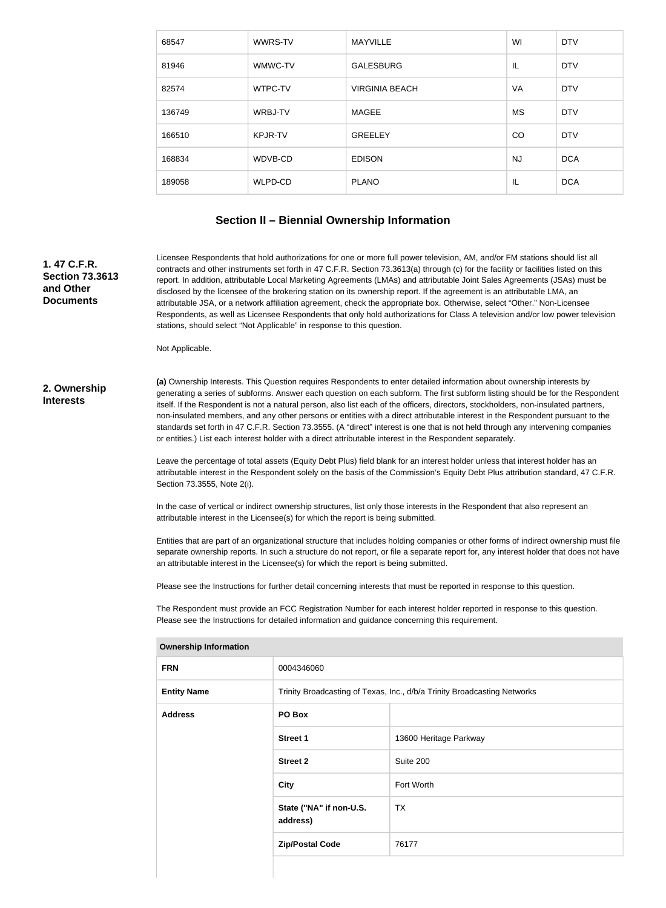| | | | | |
|---|---|---|---|---|
| 68547 | WWRS-TV | MAYVILLE | WI | DTV |
| 81946 | WMWC-TV | GALESBURG | IL | DTV |
| 82574 | WTPC-TV | VIRGINIA BEACH | VA | DTV |
| 136749 | WRBJ-TV | MAGEE | MS | DTV |
| 166510 | KPJR-TV | GREELEY | CO | DTV |
| 168834 | WDVB-CD | EDISON | NJ | DCA |
| 189058 | WLPD-CD | PLANO | IL | DCA |

## Section II – Biennial Ownership Information

**1. 47 C.F.R. Section 73.3613 and Other Documents**

Licensee Respondents that hold authorizations for one or more full power television, AM, and/or FM stations should list all contracts and other instruments set forth in 47 C.F.R. Section 73.3613(a) through (c) for the facility or facilities listed on this report. In addition, attributable Local Marketing Agreements (LMAs) and attributable Joint Sales Agreements (JSAs) must be disclosed by the licensee of the brokering station on its ownership report. If the agreement is an attributable LMA, an attributable JSA, or a network affiliation agreement, check the appropriate box. Otherwise, select "Other." Non-Licensee Respondents, as well as Licensee Respondents that only hold authorizations for Class A television and/or low power television stations, should select "Not Applicable" in response to this question.

Not Applicable.

**2. Ownership Interests**

**(a)** Ownership Interests. This Question requires Respondents to enter detailed information about ownership interests by generating a series of subforms. Answer each question on each subform. The first subform listing should be for the Respondent itself. If the Respondent is not a natural person, also list each of the officers, directors, stockholders, non-insulated partners, non-insulated members, and any other persons or entities with a direct attributable interest in the Respondent pursuant to the standards set forth in 47 C.F.R. Section 73.3555. (A "direct" interest is one that is not held through any intervening companies or entities.) List each interest holder with a direct attributable interest in the Respondent separately.

Leave the percentage of total assets (Equity Debt Plus) field blank for an interest holder unless that interest holder has an attributable interest in the Respondent solely on the basis of the Commission's Equity Debt Plus attribution standard, 47 C.F.R. Section 73.3555, Note 2(i).

In the case of vertical or indirect ownership structures, list only those interests in the Respondent that also represent an attributable interest in the Licensee(s) for which the report is being submitted.

Entities that are part of an organizational structure that includes holding companies or other forms of indirect ownership must file separate ownership reports. In such a structure do not report, or file a separate report for, any interest holder that does not have an attributable interest in the Licensee(s) for which the report is being submitted.

Please see the Instructions for further detail concerning interests that must be reported in response to this question.

The Respondent must provide an FCC Registration Number for each interest holder reported in response to this question. Please see the Instructions for detailed information and guidance concerning this requirement.

| Ownership Information | | |
|---|---|---|
| **FRN** | 0004346060 | |
| **Entity Name** | Trinity Broadcasting of Texas, Inc., d/b/a Trinity Broadcasting Networks | |
| **Address** | **PO Box** | |
| | **Street 1** | 13600 Heritage Parkway |
| | **Street 2** | Suite 200 |
| | **City** | Fort Worth |
| | **State ("NA" if non-U.S. address)** | TX |
| | **Zip/Postal Code** | 76177 |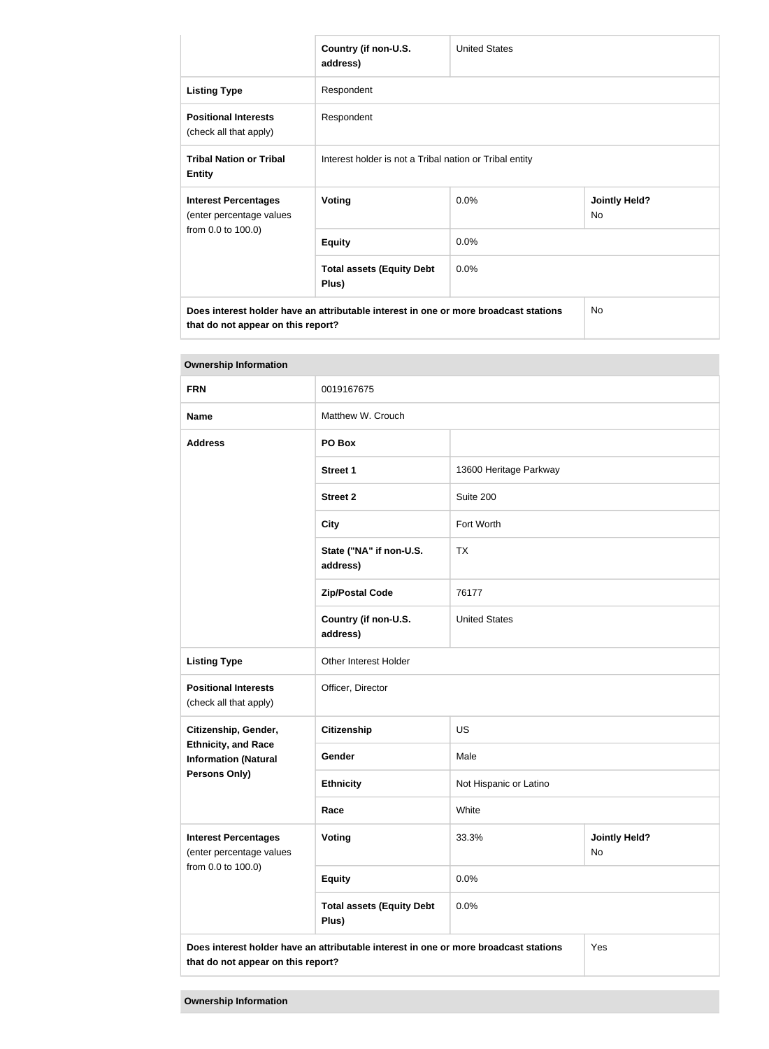| | Country (if non-U.S. address) | United States | |
|---|---|---|---|
| **Listing Type** | Respondent | | |
| **Positional Interests** (check all that apply) | Respondent | | |
| **Tribal Nation or Tribal Entity** | Interest holder is not a Tribal nation or Tribal entity | | |
| **Interest Percentages** (enter percentage values from 0.0 to 100.0) | **Voting** | 0.0% | **Jointly Held?** No |
| | **Equity** | 0.0% | |
| | **Total assets (Equity Debt Plus)** | 0.0% | |
| **Does interest holder have an attributable interest in one or more broadcast stations that do not appear on this report?** | | | No |

| **Ownership Information** | | | |
|---|---|---|---|
| **FRN** | 0019167675 | | |
| **Name** | Matthew W. Crouch | | |
| **Address** | **PO Box** | | |
| | **Street 1** | 13600 Heritage Parkway | |
| | **Street 2** | Suite 200 | |
| | **City** | Fort Worth | |
| | **State ("NA" if non-U.S. address)** | TX | |
| | **Zip/Postal Code** | 76177 | |
| | **Country (if non-U.S. address)** | United States | |
| **Listing Type** | Other Interest Holder | | |
| **Positional Interests** (check all that apply) | Officer, Director | | |
| **Citizenship, Gender, Ethnicity, and Race Information (Natural Persons Only)** | **Citizenship** | US | |
| | **Gender** | Male | |
| | **Ethnicity** | Not Hispanic or Latino | |
| | **Race** | White | |
| **Interest Percentages** (enter percentage values from 0.0 to 100.0) | **Voting** | 33.3% | **Jointly Held?** No |
| | **Equity** | 0.0% | |
| | **Total assets (Equity Debt Plus)** | 0.0% | |
| **Does interest holder have an attributable interest in one or more broadcast stations that do not appear on this report?** | | | Yes |

**Ownership Information**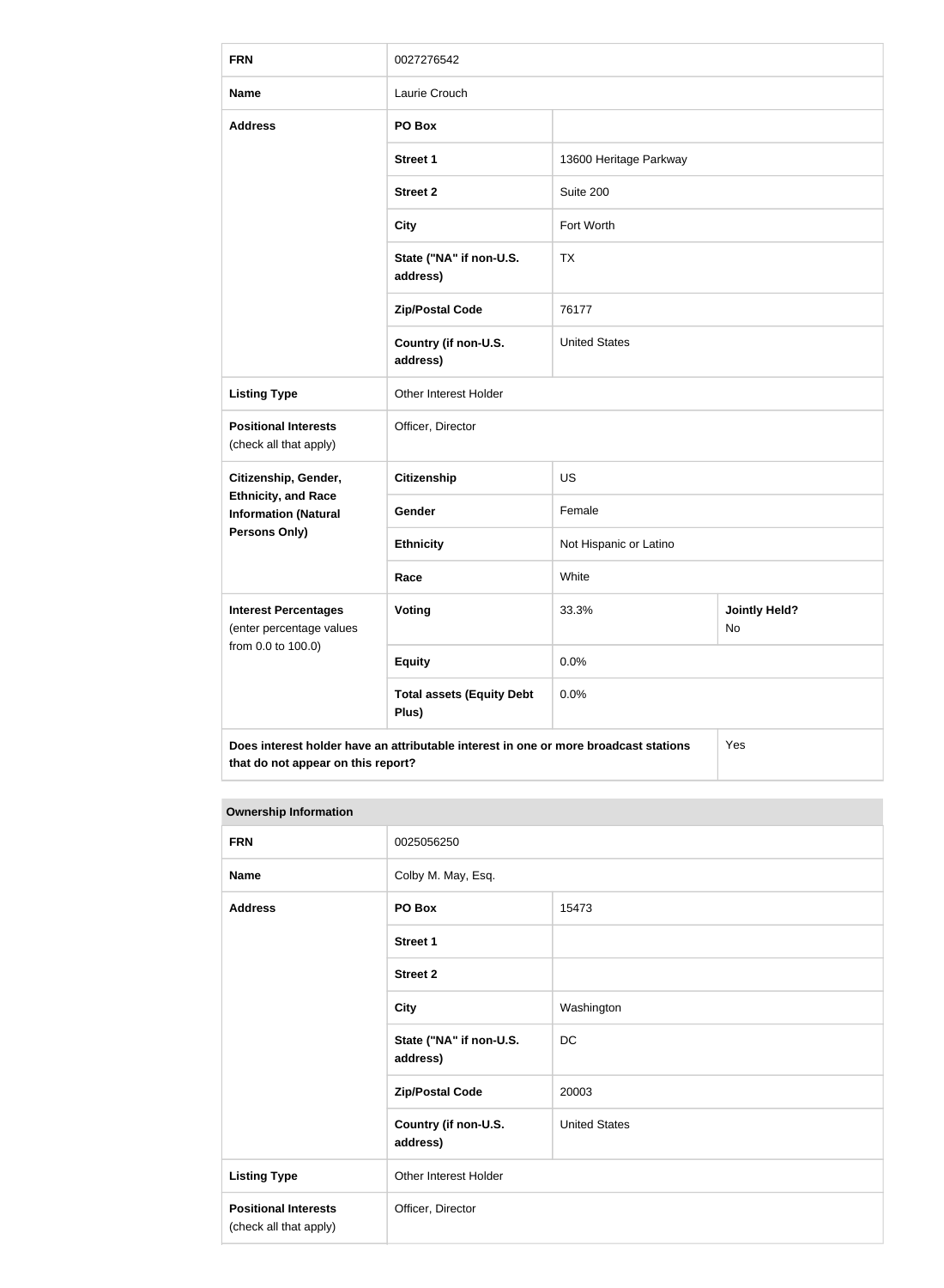| FRN | 0027276542 | | |
|---|---|---|---|
| Name | Laurie Crouch | | |
| Address | PO Box | | |
| | Street 1 | 13600 Heritage Parkway | |
| | Street 2 | Suite 200 | |
| | City | Fort Worth | |
| | State ("NA" if non-U.S. address) | TX | |
| | Zip/Postal Code | 76177 | |
| | Country (if non-U.S. address) | United States | |
| Listing Type | Other Interest Holder | | |
| Positional Interests (check all that apply) | Officer, Director | | |
| Citizenship, Gender, Ethnicity, and Race Information (Natural Persons Only) | Citizenship | US | |
| | Gender | Female | |
| | Ethnicity | Not Hispanic or Latino | |
| | Race | White | |
| Interest Percentages (enter percentage values from 0.0 to 100.0) | Voting | 33.3% | Jointly Held? No |
| | Equity | 0.0% | |
| | Total assets (Equity Debt Plus) | 0.0% | |
| Does interest holder have an attributable interest in one or more broadcast stations that do not appear on this report? | | | Yes |

**Ownership Information**

| FRN | 0025056250 | |
|---|---|---|
| Name | Colby M. May, Esq. | |
| Address | PO Box | 15473 |
| | Street 1 | |
| | Street 2 | |
| | City | Washington |
| | State ("NA" if non-U.S. address) | DC |
| | Zip/Postal Code | 20003 |
| | Country (if non-U.S. address) | United States |
| Listing Type | Other Interest Holder | |
| Positional Interests (check all that apply) | Officer, Director | |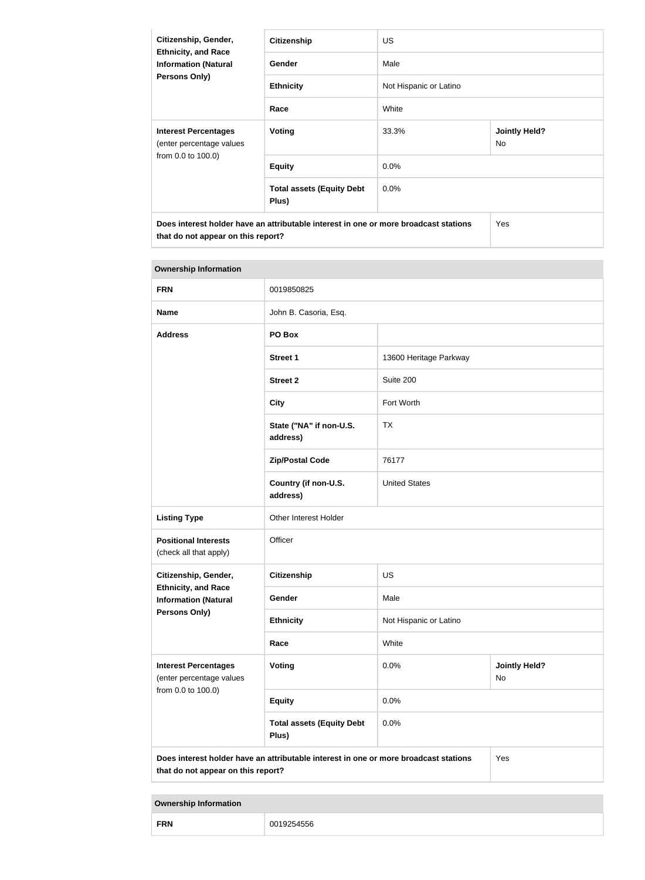| Citizenship, Gender, Ethnicity, and Race Information (Natural Persons Only) | Citizenship | US | |
|---|---|---|---|
| | Gender | Male | |
| | Ethnicity | Not Hispanic or Latino | |
| | Race | White | |
| **Interest Percentages** (enter percentage values from 0.0 to 100.0) | Voting | 33.3% | Jointly Held? No |
| | Equity | 0.0% | |
| | Total assets (Equity Debt Plus) | 0.0% | |
| Does interest holder have an attributable interest in one or more broadcast stations that do not appear on this report? | | | Yes |

| Ownership Information | | | |
|---|---|---|---|
| **FRN** | 0019850825 | | |
| **Name** | John B. Casoria, Esq. | | |
| **Address** | PO Box | | |
| | Street 1 | 13600 Heritage Parkway | |
| | Street 2 | Suite 200 | |
| | City | Fort Worth | |
| | State ("NA" if non-U.S. address) | TX | |
| | Zip/Postal Code | 76177 | |
| | Country (if non-U.S. address) | United States | |
| **Listing Type** | Other Interest Holder | | |
| **Positional Interests** (check all that apply) | Officer | | |
| **Citizenship, Gender, Ethnicity, and Race Information (Natural Persons Only)** | Citizenship | US | |
| | Gender | Male | |
| | Ethnicity | Not Hispanic or Latino | |
| | Race | White | |
| **Interest Percentages** (enter percentage values from 0.0 to 100.0) | Voting | 0.0% | Jointly Held? No |
| | Equity | 0.0% | |
| | Total assets (Equity Debt Plus) | 0.0% | |
| Does interest holder have an attributable interest in one or more broadcast stations that do not appear on this report? | | | Yes |

| Ownership Information | |
|---|---|
| **FRN** | 0019254556 |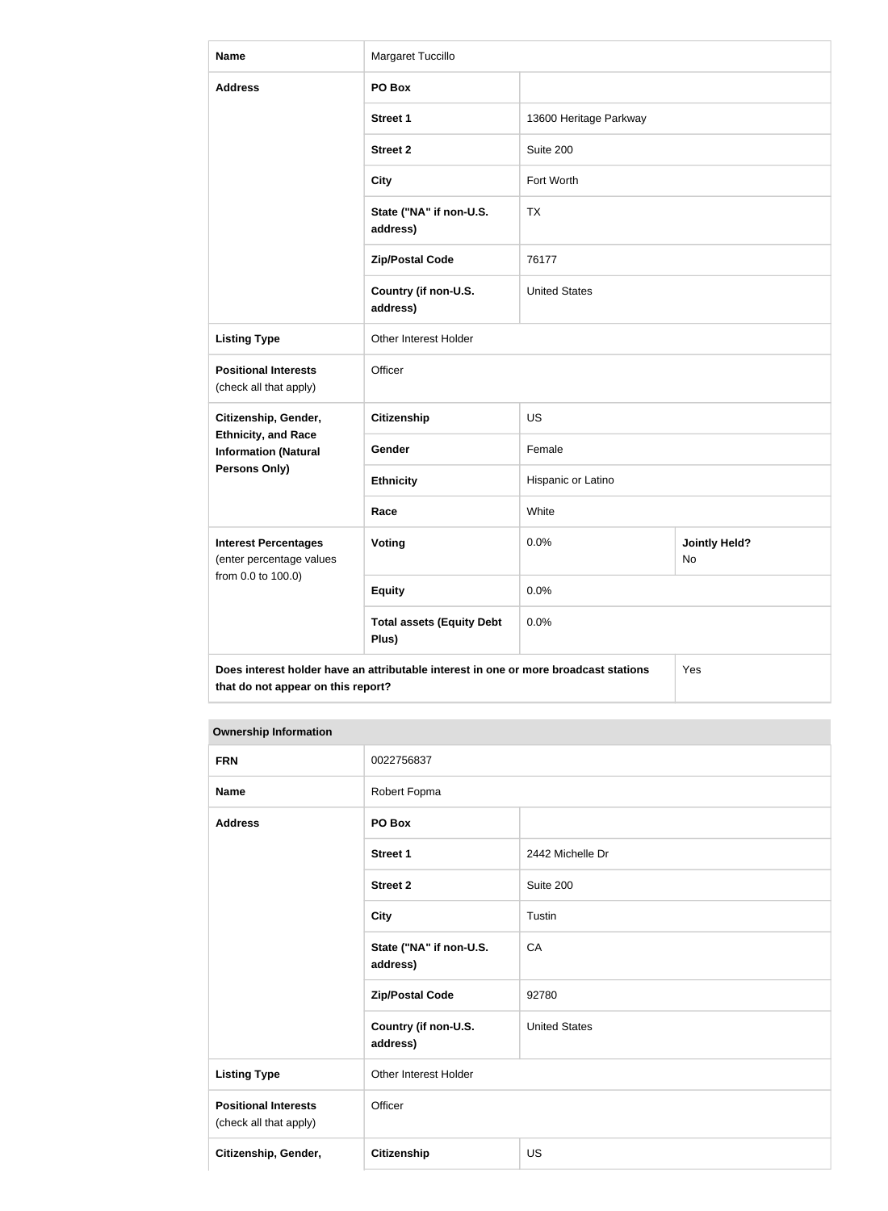| Name | Margaret Tuccillo | |
| --- | --- | --- |
| Address | PO Box | |
| | Street 1 | 13600 Heritage Parkway |
| | Street 2 | Suite 200 |
| | City | Fort Worth |
| | State ("NA" if non-U.S. address) | TX |
| | Zip/Postal Code | 76177 |
| | Country (if non-U.S. address) | United States |
| Listing Type | Other Interest Holder | |
| Positional Interests (check all that apply) | Officer | |
| Citizenship, Gender, Ethnicity, and Race Information (Natural Persons Only) | Citizenship | US |
| | Gender | Female |
| | Ethnicity | Hispanic or Latino |
| | Race | White |
| Interest Percentages (enter percentage values from 0.0 to 100.0) | Voting | 0.0% — Jointly Held? No |
| | Equity | 0.0% |
| | Total assets (Equity Debt Plus) | 0.0% |
| Does interest holder have an attributable interest in one or more broadcast stations that do not appear on this report? | | Yes |

**Ownership Information**

| FRN | 0022756837 | |
| --- | --- | --- |
| Name | Robert Fopma | |
| Address | PO Box | |
| | Street 1 | 2442 Michelle Dr |
| | Street 2 | Suite 200 |
| | City | Tustin |
| | State ("NA" if non-U.S. address) | CA |
| | Zip/Postal Code | 92780 |
| | Country (if non-U.S. address) | United States |
| Listing Type | Other Interest Holder | |
| Positional Interests (check all that apply) | Officer | |
| Citizenship, Gender, | Citizenship | US |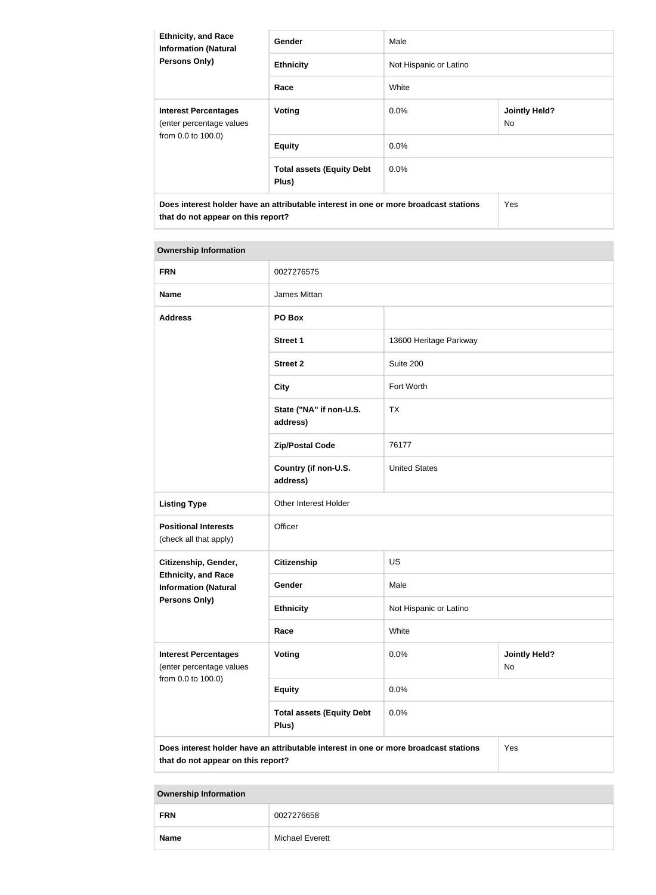| Citizenship, Gender, Ethnicity, and Race Information (Natural Persons Only) | Gender | Male | |
|---|---|---|---|
| | Ethnicity | Not Hispanic or Latino | |
| | Race | White | |
| **Interest Percentages** (enter percentage values from 0.0 to 100.0) | **Voting** | 0.0% | **Jointly Held?** No |
| | **Equity** | 0.0% | |
| | **Total assets (Equity Debt Plus)** | 0.0% | |
| **Does interest holder have an attributable interest in one or more broadcast stations that do not appear on this report?** | | | Yes |

| Ownership Information | | | |
|---|---|---|---|
| **FRN** | 0027276575 | | |
| **Name** | James Mittan | | |
| **Address** | **PO Box** | | |
| | **Street 1** | 13600 Heritage Parkway | |
| | **Street 2** | Suite 200 | |
| | **City** | Fort Worth | |
| | **State ("NA" if non-U.S. address)** | TX | |
| | **Zip/Postal Code** | 76177 | |
| | **Country (if non-U.S. address)** | United States | |
| **Listing Type** | Other Interest Holder | | |
| **Positional Interests** (check all that apply) | Officer | | |
| **Citizenship, Gender, Ethnicity, and Race Information (Natural Persons Only)** | **Citizenship** | US | |
| | **Gender** | Male | |
| | **Ethnicity** | Not Hispanic or Latino | |
| | **Race** | White | |
| **Interest Percentages** (enter percentage values from 0.0 to 100.0) | **Voting** | 0.0% | **Jointly Held?** No |
| | **Equity** | 0.0% | |
| | **Total assets (Equity Debt Plus)** | 0.0% | |
| **Does interest holder have an attributable interest in one or more broadcast stations that do not appear on this report?** | | | Yes |

| Ownership Information | |
|---|---|
| **FRN** | 0027276658 |
| **Name** | Michael Everett |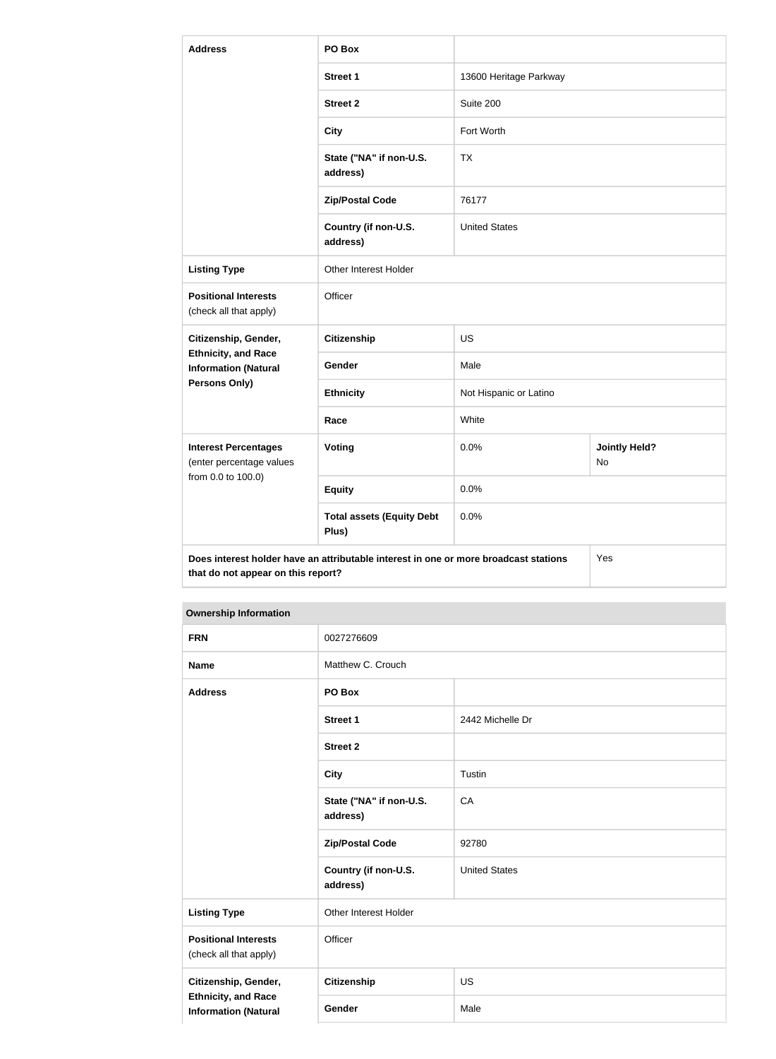| Address | PO Box | | |
|---|---|---|---|
| | Street 1 | 13600 Heritage Parkway | |
| | Street 2 | Suite 200 | |
| | City | Fort Worth | |
| | State ("NA" if non-U.S. address) | TX | |
| | Zip/Postal Code | 76177 | |
| | Country (if non-U.S. address) | United States | |
| Listing Type | Other Interest Holder | | |
| Positional Interests (check all that apply) | Officer | | |
| Citizenship, Gender, Ethnicity, and Race Information (Natural Persons Only) | Citizenship | US | |
| | Gender | Male | |
| | Ethnicity | Not Hispanic or Latino | |
| | Race | White | |
| Interest Percentages (enter percentage values from 0.0 to 100.0) | Voting | 0.0% | Jointly Held? No |
| | Equity | 0.0% | |
| | Total assets (Equity Debt Plus) | 0.0% | |
| Does interest holder have an attributable interest in one or more broadcast stations that do not appear on this report? | | | Yes |

**Ownership Information**

| FRN | 0027276609 | |
|---|---|---|
| Name | Matthew C. Crouch | |
| Address | PO Box | |
| | Street 1 | 2442 Michelle Dr |
| | Street 2 | |
| | City | Tustin |
| | State ("NA" if non-U.S. address) | CA |
| | Zip/Postal Code | 92780 |
| | Country (if non-U.S. address) | United States |
| Listing Type | Other Interest Holder | |
| Positional Interests (check all that apply) | Officer | |
| Citizenship, Gender, Ethnicity, and Race Information (Natural | Citizenship | US |
| | Gender | Male |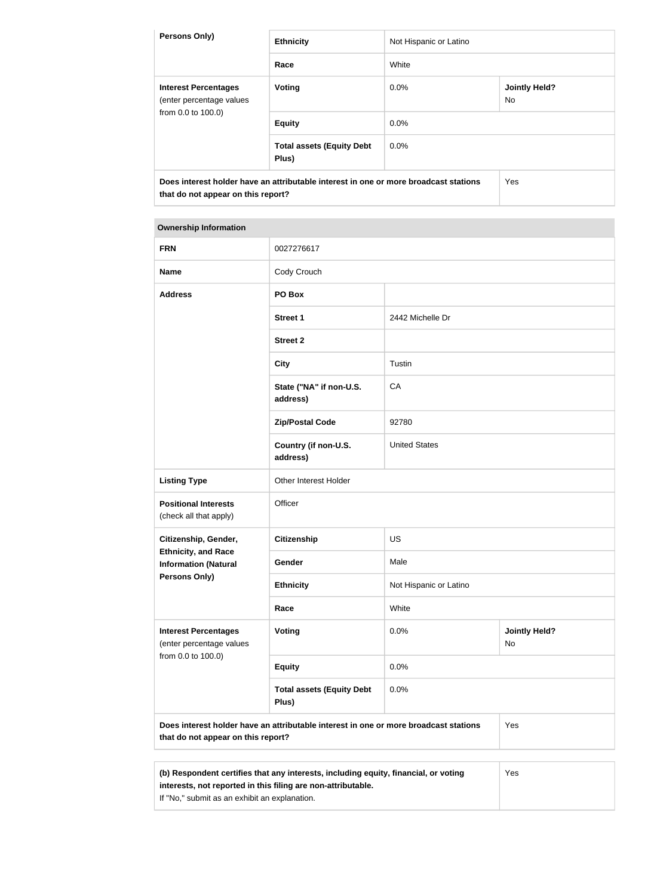| Persons Only) | Ethnicity | Not Hispanic or Latino | |
|---|---|---|---|
| | Race | White | |
| **Interest Percentages** (enter percentage values from 0.0 to 100.0) | **Voting** | 0.0% | **Jointly Held?** No |
| | **Equity** | 0.0% | |
| | **Total assets (Equity Debt Plus)** | 0.0% | |
| **Does interest holder have an attributable interest in one or more broadcast stations that do not appear on this report?** | | | Yes |

| Ownership Information | | | |
|---|---|---|---|
| **FRN** | 0027276617 | | |
| **Name** | Cody Crouch | | |
| **Address** | **PO Box** | | |
| | **Street 1** | 2442 Michelle Dr | |
| | **Street 2** | | |
| | **City** | Tustin | |
| | **State ("NA" if non-U.S. address)** | CA | |
| | **Zip/Postal Code** | 92780 | |
| | **Country (if non-U.S. address)** | United States | |
| **Listing Type** | Other Interest Holder | | |
| **Positional Interests** (check all that apply) | Officer | | |
| **Citizenship, Gender, Ethnicity, and Race Information (Natural Persons Only)** | **Citizenship** | US | |
| | **Gender** | Male | |
| | **Ethnicity** | Not Hispanic or Latino | |
| | **Race** | White | |
| **Interest Percentages** (enter percentage values from 0.0 to 100.0) | **Voting** | 0.0% | **Jointly Held?** No |
| | **Equity** | 0.0% | |
| | **Total assets (Equity Debt Plus)** | 0.0% | |
| **Does interest holder have an attributable interest in one or more broadcast stations that do not appear on this report?** | | | Yes |

| **(b) Respondent certifies that any interests, including equity, financial, or voting interests, not reported in this filing are non-attributable.** If "No," submit as an exhibit an explanation. | Yes |
|---|---|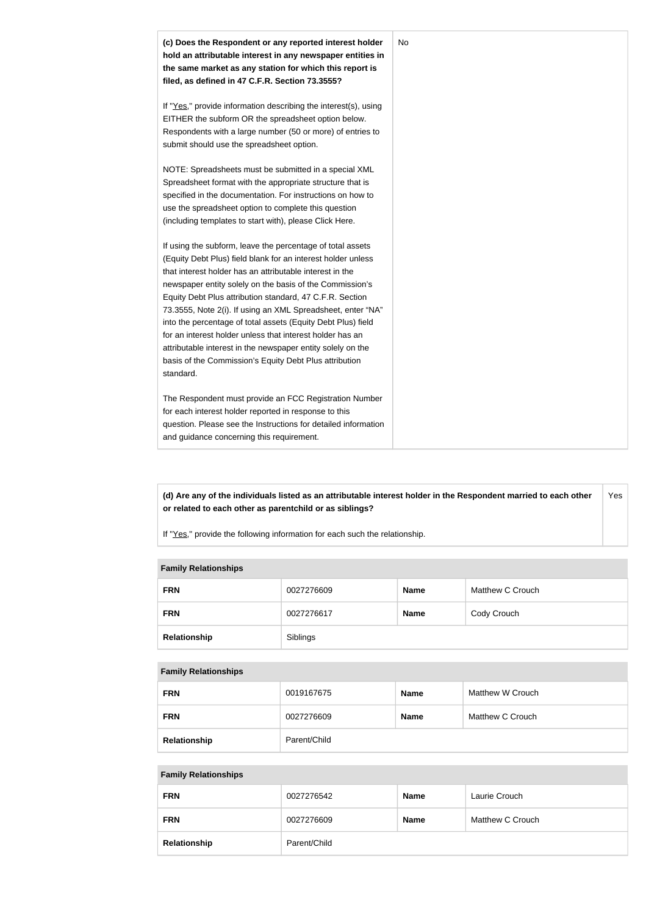| **(c) Does the Respondent or any reported interest holder hold an attributable interest in any newspaper entities in the same market as any station for which this report is filed, as defined in 47 C.F.R. Section 73.3555?**<br><br>If "Yes," provide information describing the interest(s), using EITHER the subform OR the spreadsheet option below. Respondents with a large number (50 or more) of entries to submit should use the spreadsheet option.<br><br>NOTE: Spreadsheets must be submitted in a special XML Spreadsheet format with the appropriate structure that is specified in the documentation. For instructions on how to use the spreadsheet option to complete this question (including templates to start with), please Click Here.<br><br>If using the subform, leave the percentage of total assets (Equity Debt Plus) field blank for an interest holder unless that interest holder has an attributable interest in the newspaper entity solely on the basis of the Commission's Equity Debt Plus attribution standard, 47 C.F.R. Section 73.3555, Note 2(i). If using an XML Spreadsheet, enter "NA" into the percentage of total assets (Equity Debt Plus) field for an interest holder unless that interest holder has an attributable interest in the newspaper entity solely on the basis of the Commission's Equity Debt Plus attribution standard.<br><br>The Respondent must provide an FCC Registration Number for each interest holder reported in response to this question. Please see the Instructions for detailed information and guidance concerning this requirement. | No |
|---|---|

| **(d) Are any of the individuals listed as an attributable interest holder in the Respondent married to each other or related to each other as parentchild or as siblings?**<br><br>If "Yes," provide the following information for each such the relationship. | Yes |
|---|---|

| Family Relationships | | | |
|---|---|---|---|
| **FRN** | 0027276609 | **Name** | Matthew C Crouch |
| **FRN** | 0027276617 | **Name** | Cody Crouch |
| **Relationship** | Siblings | | |

| Family Relationships | | | |
|---|---|---|---|
| **FRN** | 0019167675 | **Name** | Matthew W Crouch |
| **FRN** | 0027276609 | **Name** | Matthew C Crouch |
| **Relationship** | Parent/Child | | |

| Family Relationships | | | |
|---|---|---|---|
| **FRN** | 0027276542 | **Name** | Laurie Crouch |
| **FRN** | 0027276609 | **Name** | Matthew C Crouch |
| **Relationship** | Parent/Child | | |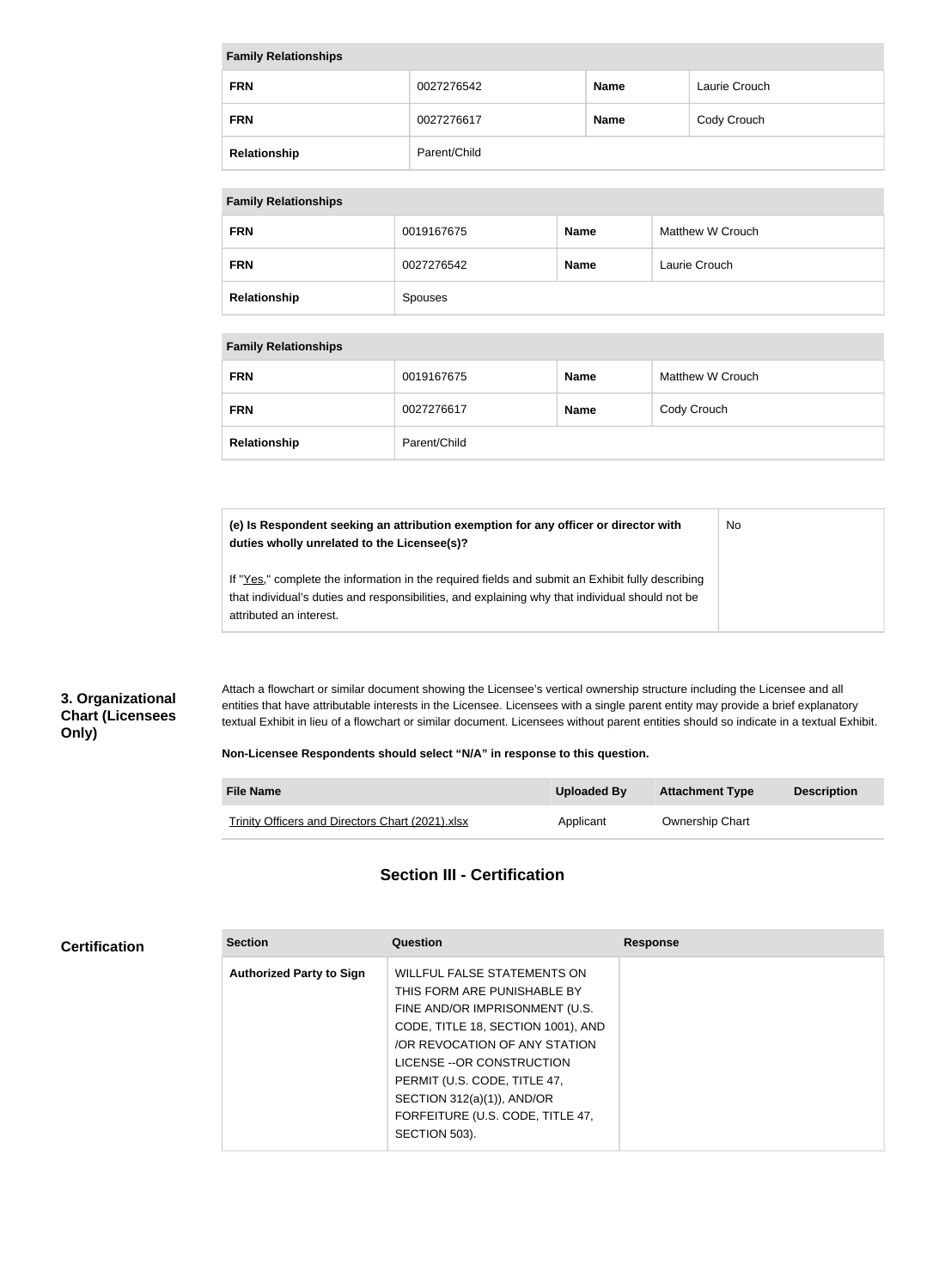| Family Relationships | | | |
|---|---|---|---|
| **FRN** | 0027276542 | **Name** | Laurie Crouch |
| **FRN** | 0027276617 | **Name** | Cody Crouch |
| **Relationship** | Parent/Child | | |

| Family Relationships | | | |
|---|---|---|---|
| **FRN** | 0019167675 | **Name** | Matthew W Crouch |
| **FRN** | 0027276542 | **Name** | Laurie Crouch |
| **Relationship** | Spouses | | |

| Family Relationships | | | |
|---|---|---|---|
| **FRN** | 0019167675 | **Name** | Matthew W Crouch |
| **FRN** | 0027276617 | **Name** | Cody Crouch |
| **Relationship** | Parent/Child | | |

| | |
|---|---|
| **(e) Is Respondent seeking an attribution exemption for any officer or director with duties wholly unrelated to the Licensee(s)?**<br><br>If "Yes," complete the information in the required fields and submit an Exhibit fully describing that individual's duties and responsibilities, and explaining why that individual should not be attributed an interest. | No |

**3. Organizational Chart (Licensees Only)**

Attach a flowchart or similar document showing the Licensee's vertical ownership structure including the Licensee and all entities that have attributable interests in the Licensee. Licensees with a single parent entity may provide a brief explanatory textual Exhibit in lieu of a flowchart or similar document. Licensees without parent entities should so indicate in a textual Exhibit.

**Non-Licensee Respondents should select "N/A" in response to this question.**

| File Name | Uploaded By | Attachment Type | Description |
|---|---|---|---|
| Trinity Officers and Directors Chart (2021).xlsx | Applicant | Ownership Chart | |

## Section III - Certification

**Certification**

| Section | Question | Response |
|---|---|---|
| **Authorized Party to Sign** | WILLFUL FALSE STATEMENTS ON THIS FORM ARE PUNISHABLE BY FINE AND/OR IMPRISONMENT (U.S. CODE, TITLE 18, SECTION 1001), AND /OR REVOCATION OF ANY STATION LICENSE --OR CONSTRUCTION PERMIT (U.S. CODE, TITLE 47, SECTION 312(a)(1)), AND/OR FORFEITURE (U.S. CODE, TITLE 47, SECTION 503). | |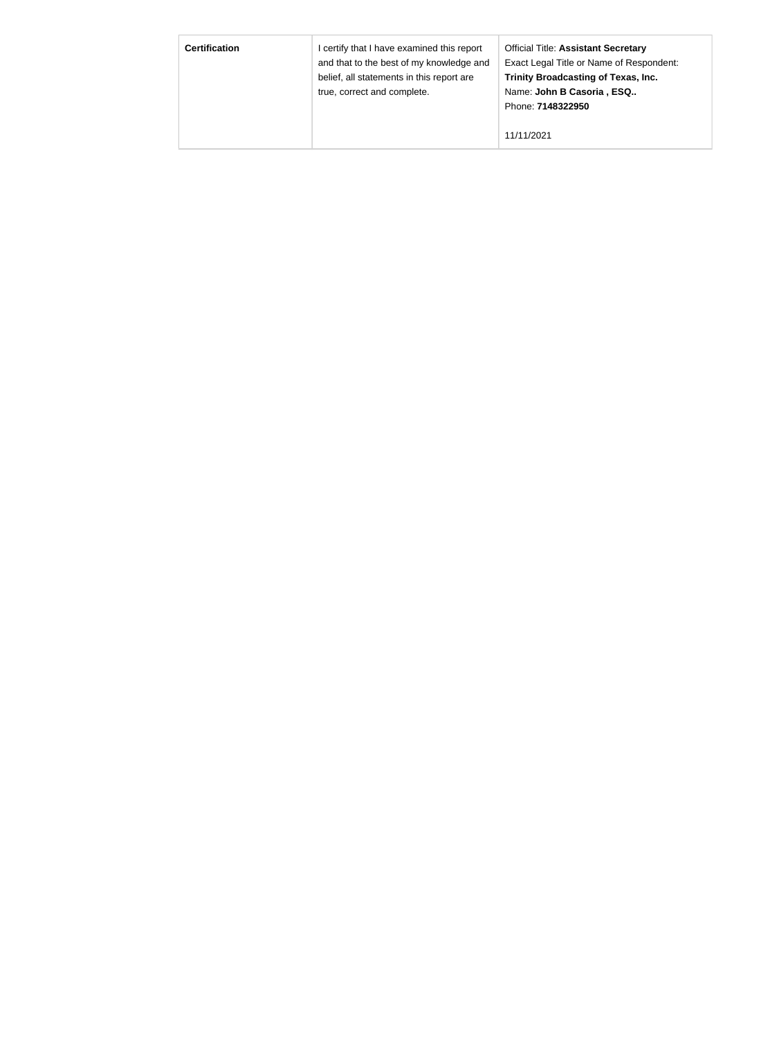| | | |
|---|---|---|
| **Certification** | I certify that I have examined this report and that to the best of my knowledge and belief, all statements in this report are true, correct and complete. | Official Title: **Assistant Secretary**<br>Exact Legal Title or Name of Respondent: **Trinity Broadcasting of Texas, Inc.**<br>Name: **John B Casoria , ESQ..**<br>Phone: **7148322950**<br><br>11/11/2021 |